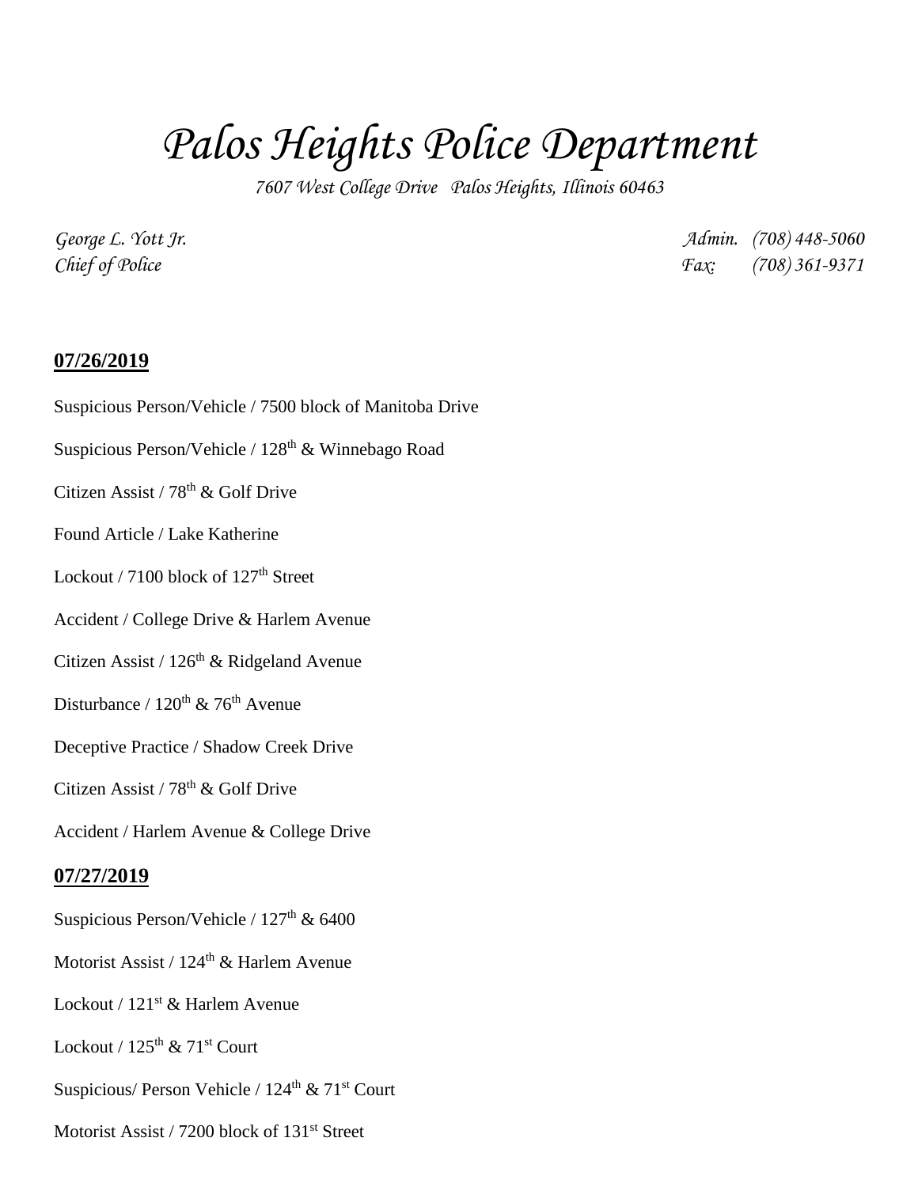# *Palos Heights Police Department*

*7607 West College Drive   Palos Heights, Illinois 60463*

*George L. Yott Jr.*
*Chief of Police*

*Admin. (708) 448-5060*
*Fax: (708) 361-9371*

## **07/26/2019**

Suspicious Person/Vehicle / 7500 block of Manitoba Drive

Suspicious Person/Vehicle / 128th & Winnebago Road

Citizen Assist / 78th & Golf Drive

Found Article / Lake Katherine

Lockout / 7100 block of 127th Street

Accident / College Drive & Harlem Avenue

Citizen Assist / 126th & Ridgeland Avenue

Disturbance / 120th & 76th Avenue

Deceptive Practice / Shadow Creek Drive

Citizen Assist / 78th & Golf Drive

Accident / Harlem Avenue & College Drive

## **07/27/2019**

Suspicious Person/Vehicle / 127th & 6400

Motorist Assist / 124th & Harlem Avenue

Lockout / 121st & Harlem Avenue

Lockout / 125th & 71st Court

Suspicious/ Person Vehicle / 124th & 71st Court

Motorist Assist / 7200 block of 131st Street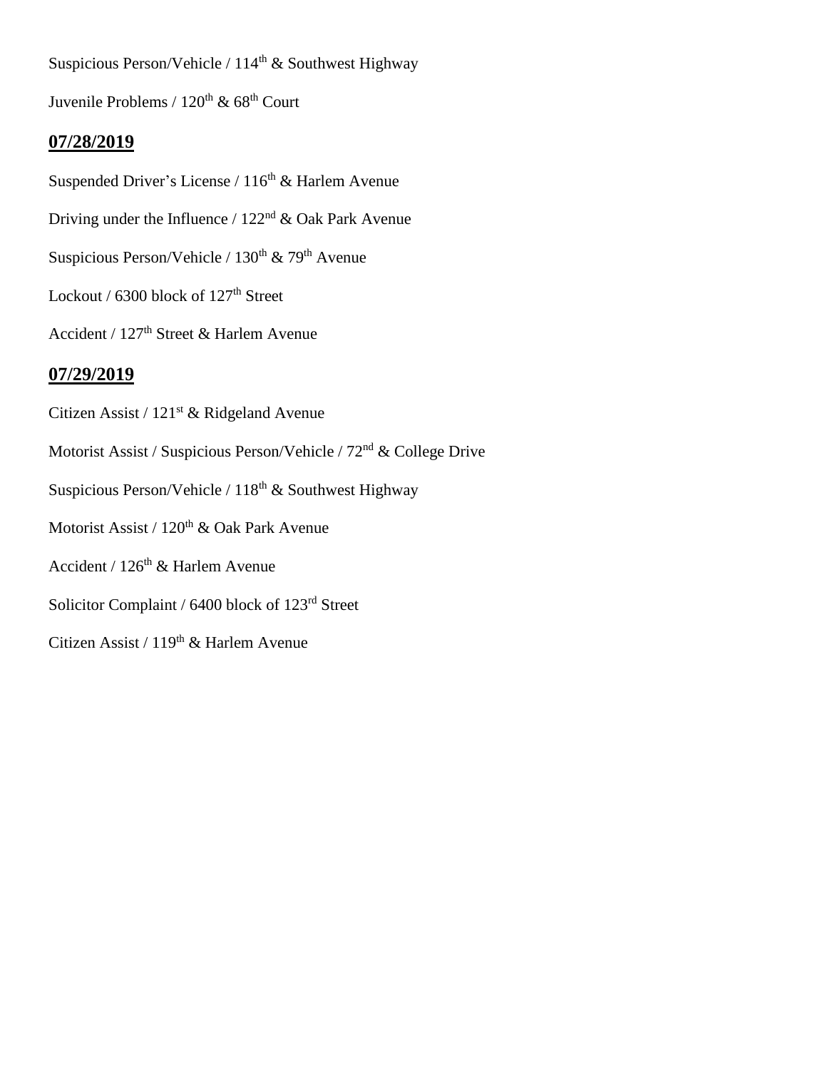Suspicious Person/Vehicle / 114th & Southwest Highway

Juvenile Problems / 120th & 68th Court

## 07/28/2019

Suspended Driver's License / 116th & Harlem Avenue

Driving under the Influence / 122nd & Oak Park Avenue

Suspicious Person/Vehicle / 130th & 79th Avenue

Lockout / 6300 block of 127th Street

Accident / 127th Street & Harlem Avenue

## 07/29/2019

Citizen Assist / 121st & Ridgeland Avenue

Motorist Assist / Suspicious Person/Vehicle / 72nd & College Drive

Suspicious Person/Vehicle / 118th & Southwest Highway

Motorist Assist / 120th & Oak Park Avenue

Accident / 126th & Harlem Avenue

Solicitor Complaint / 6400 block of 123rd Street

Citizen Assist / 119th & Harlem Avenue